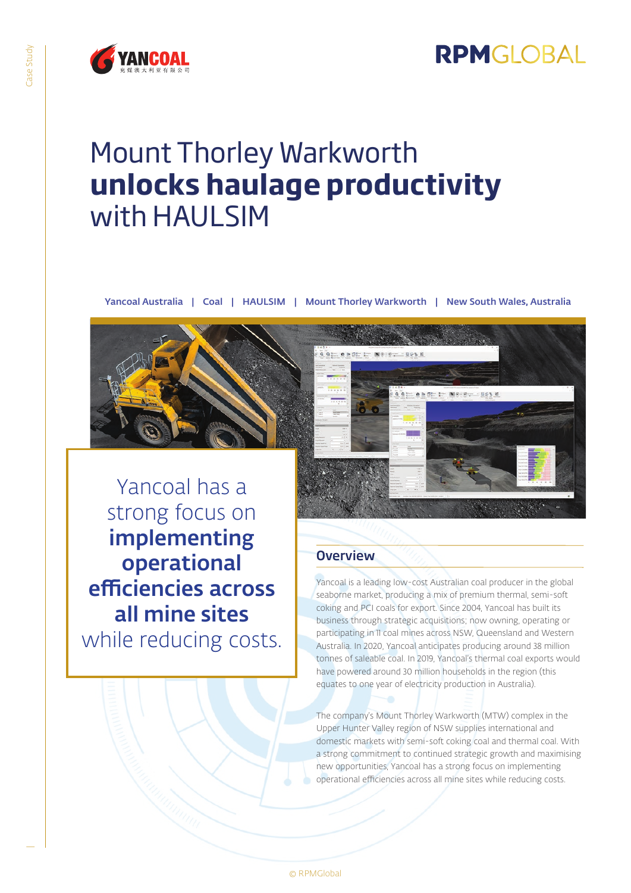# Mount Thorley Warkworth **unlocks haulage productivity** with HAULSIM

Yancoal Australia | Coal | HAULSIM | Mount Thorley Warkworth | New South Wales, Australia

> Yancoal has a strong focus on **implementing operational efficiencies across all mine sites** while reducing costs.

## Overview

Yancoal is a leading low-cost Australian coal producer in the global seaborne market, producing a mix of premium thermal, semi-soft coking and PCI coals for export. Since 2004, Yancoal has built its business through strategic acquisitions; now owning, operating or participating in 11 coal mines across NSW, Queensland and Western Australia. In 2020, Yancoal anticipates producing around 38 million tonnes of saleable coal. In 2019, Yancoal's thermal coal exports would have powered around 30 million households in the region (this equates to one year of electricity production in Australia).

The company's Mount Thorley Warkworth (MTW) complex in the Upper Hunter Valley region of NSW supplies international and domestic markets with semi-soft coking coal and thermal coal. With a strong commitment to continued strategic growth and maximising new opportunities, Yancoal has a strong focus on implementing operational efficiencies across all mine sites while reducing costs.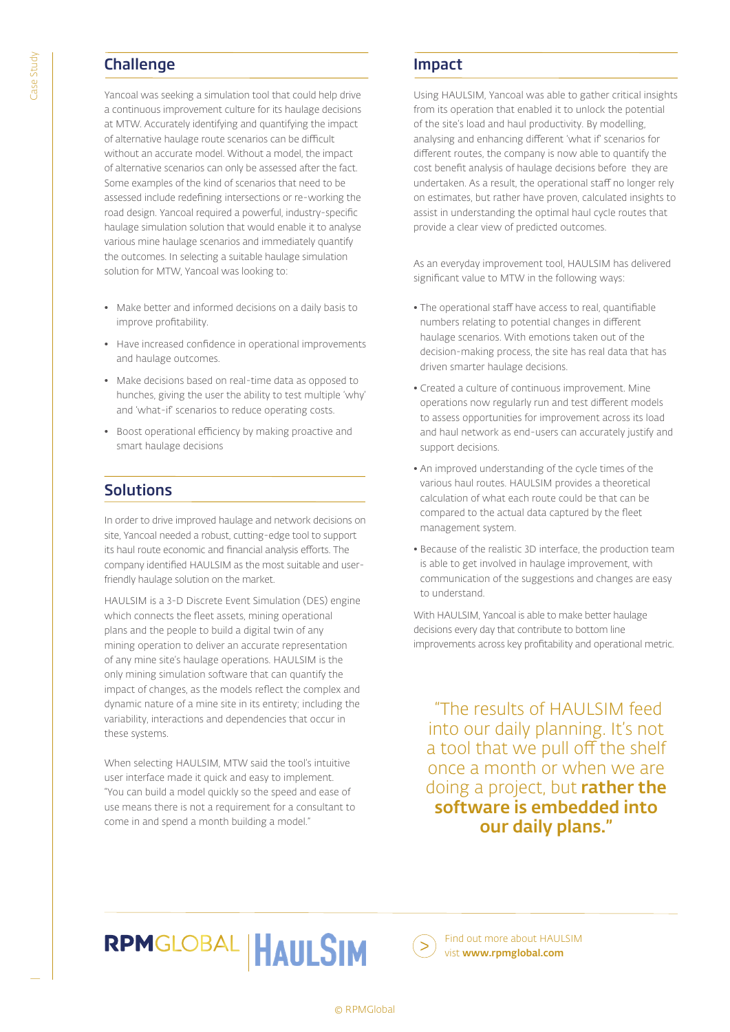## Challenge

Yancoal was seeking a simulation tool that could help drive a continuous improvement culture for its haulage decisions at MTW. Accurately identifying and quantifying the impact of alternative haulage route scenarios can be difficult without an accurate model. Without a model, the impact of alternative scenarios can only be assessed after the fact. Some examples of the kind of scenarios that need to be assessed include redefining intersections or re-working the road design. Yancoal required a powerful, industry-specific haulage simulation solution that would enable it to analyse various mine haulage scenarios and immediately quantify the outcomes. In selecting a suitable haulage simulation solution for MTW, Yancoal was looking to:

- Make better and informed decisions on a daily basis to improve profitability.
- Have increased confidence in operational improvements and haulage outcomes.
- Make decisions based on real-time data as opposed to hunches, giving the user the ability to test multiple 'why' and 'what-if' scenarios to reduce operating costs.
- Boost operational efficiency by making proactive and smart haulage decisions

## Solutions

In order to drive improved haulage and network decisions on site, Yancoal needed a robust, cutting-edge tool to support its haul route economic and financial analysis efforts. The company identified HAULSIM as the most suitable and user-friendly haulage solution on the market.

HAULSIM is a 3-D Discrete Event Simulation (DES) engine which connects the fleet assets, mining operational plans and the people to build a digital twin of any mining operation to deliver an accurate representation of any mine site's haulage operations. HAULSIM is the only mining simulation software that can quantify the impact of changes, as the models reflect the complex and dynamic nature of a mine site in its entirety; including the variability, interactions and dependencies that occur in these systems.

When selecting HAULSIM, MTW said the tool's intuitive user interface made it quick and easy to implement. "You can build a model quickly so the speed and ease of use means there is not a requirement for a consultant to come in and spend a month building a model."

## Impact

Using HAULSIM, Yancoal was able to gather critical insights from its operation that enabled it to unlock the potential of the site's load and haul productivity. By modelling, analysing and enhancing different 'what if' scenarios for different routes, the company is now able to quantify the cost benefit analysis of haulage decisions before they are undertaken. As a result, the operational staff no longer rely on estimates, but rather have proven, calculated insights to assist in understanding the optimal haul cycle routes that provide a clear view of predicted outcomes.

As an everyday improvement tool, HAULSIM has delivered significant value to MTW in the following ways:

- The operational staff have access to real, quantifiable numbers relating to potential changes in different haulage scenarios. With emotions taken out of the decision-making process, the site has real data that has driven smarter haulage decisions.
- Created a culture of continuous improvement. Mine operations now regularly run and test different models to assess opportunities for improvement across its load and haul network as end-users can accurately justify and support decisions.
- An improved understanding of the cycle times of the various haul routes. HAULSIM provides a theoretical calculation of what each route could be that can be compared to the actual data captured by the fleet management system.
- Because of the realistic 3D interface, the production team is able to get involved in haulage improvement, with communication of the suggestions and changes are easy to understand.

With HAULSIM, Yancoal is able to make better haulage decisions every day that contribute to bottom line improvements across key profitability and operational metric.

> "The results of HAULSIM feed into our daily planning. It's not a tool that we pull off the shelf once a month or when we are doing a project, but **rather the software is embedded into our daily plans."**

RPMGLOBAL | HAULSIM

Find out more about HAULSIM
visit **www.rpmglobal.com**

© RPMGlobal